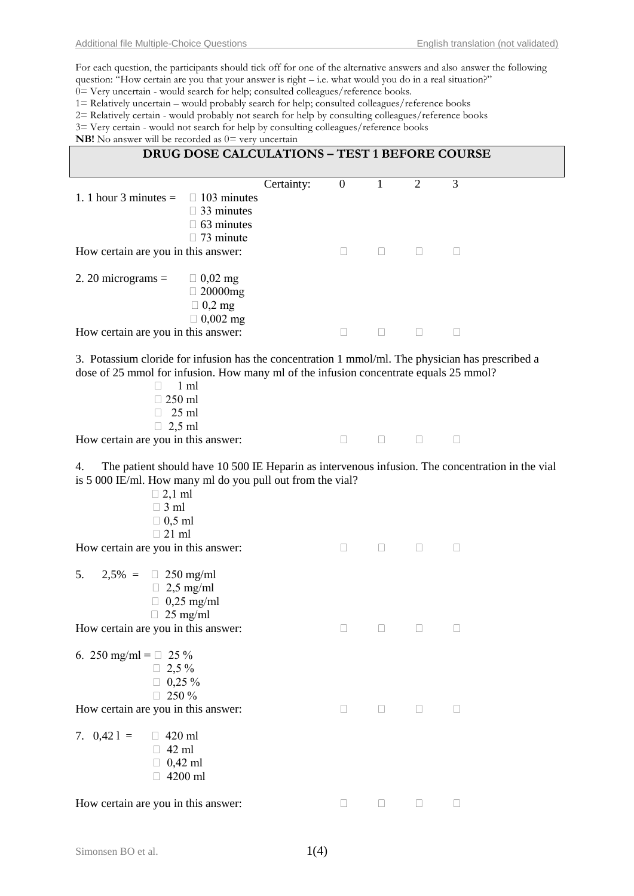For each question, the participants should tick off for one of the alternative answers and also answer the following question: "How certain are you that your answer is right – i.e. what would you do in a real situation?"
0= Very uncertain - would search for help; consulted colleagues/reference books.
1= Relatively uncertain – would probably search for help; consulted colleagues/reference books
2= Relatively certain - would probably not search for help by consulting colleagues/reference books
3= Very certain - would not search for help by consulting colleagues/reference books
**NB!** No answer will be recorded as 0= very uncertain

## DRUG DOSE CALCULATIONS – TEST 1 BEFORE COURSE

Certainty: 0 1 2 3

1. 1 hour 3 minutes =
   - ☐ 103 minutes
   - ☐ 33 minutes
   - ☐ 63 minutes
   - ☐ 73 minute

How certain are you in this answer: ☐ ☐ ☐ ☐

2. 20 micrograms =
   - ☐ 0,02 mg
   - ☐ 20000mg
   - ☐ 0,2 mg
   - ☐ 0,002 mg

How certain are you in this answer: ☐ ☐ ☐ ☐

3. Potassium cloride for infusion has the concentration 1 mmol/ml. The physician has prescribed a dose of 25 mmol for infusion. How many ml of the infusion concentrate equals 25 mmol?
   - ☐ 1 ml
   - ☐ 250 ml
   - ☐ 25 ml
   - ☐ 2,5 ml

How certain are you in this answer: ☐ ☐ ☐ ☐

4. The patient should have 10 500 IE Heparin as intervenous infusion. The concentration in the vial is 5 000 IE/ml. How many ml do you pull out from the vial?
   - ☐ 2,1 ml
   - ☐ 3 ml
   - ☐ 0,5 ml
   - ☐ 21 ml

How certain are you in this answer: ☐ ☐ ☐ ☐

5. 2,5% =
   - ☐ 250 mg/ml
   - ☐ 2,5 mg/ml
   - ☐ 0,25 mg/ml
   - ☐ 25 mg/ml

How certain are you in this answer: ☐ ☐ ☐ ☐

6. 250 mg/ml =
   - ☐ 25 %
   - ☐ 2,5 %
   - ☐ 0,25 %
   - ☐ 250 %

How certain are you in this answer: ☐ ☐ ☐ ☐

7. 0,42 l =
   - ☐ 420 ml
   - ☐ 42 ml
   - ☐ 0,42 ml
   - ☐ 4200 ml

How certain are you in this answer: ☐ ☐ ☐ ☐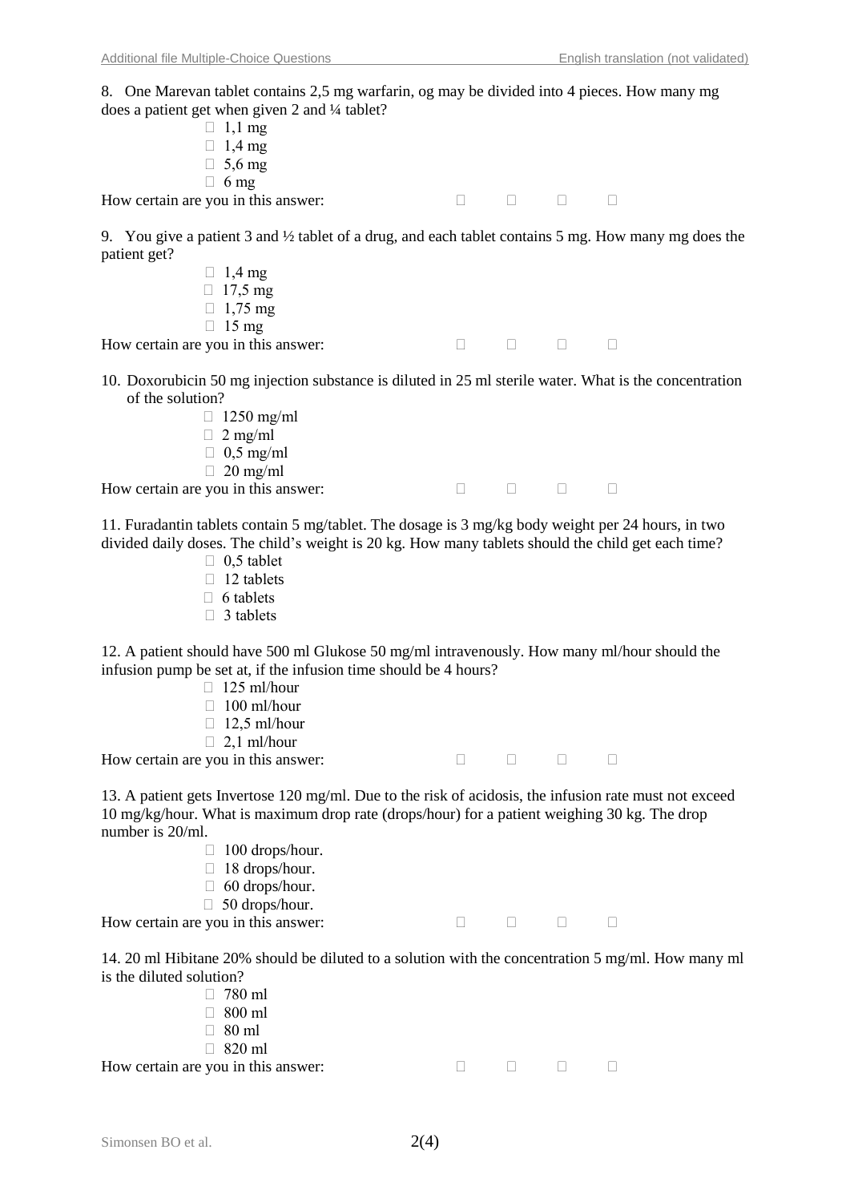8. One Marevan tablet contains 2,5 mg warfarin, og may be divided into 4 pieces. How many mg does a patient get when given 2 and ¼ tablet?

- ☐ 1,1 mg
- ☐ 1,4 mg
- ☐ 5,6 mg
- ☐ 6 mg

How certain are you in this answer: ☐ ☐ ☐ ☐

9. You give a patient 3 and ½ tablet of a drug, and each tablet contains 5 mg. How many mg does the patient get?

- ☐ 1,4 mg
- ☐ 17,5 mg
- ☐ 1,75 mg
- ☐ 15 mg

How certain are you in this answer: ☐ ☐ ☐ ☐

10. Doxorubicin 50 mg injection substance is diluted in 25 ml sterile water. What is the concentration of the solution?

- ☐ 1250 mg/ml
- ☐ 2 mg/ml
- ☐ 0,5 mg/ml
- ☐ 20 mg/ml

How certain are you in this answer: ☐ ☐ ☐ ☐

11. Furadantin tablets contain 5 mg/tablet. The dosage is 3 mg/kg body weight per 24 hours, in two divided daily doses. The child's weight is 20 kg. How many tablets should the child get each time?

- ☐ 0,5 tablet
- ☐ 12 tablets
- ☐ 6 tablets
- ☐ 3 tablets

12. A patient should have 500 ml Glukose 50 mg/ml intravenously. How many ml/hour should the infusion pump be set at, if the infusion time should be 4 hours?

- ☐ 125 ml/hour
- ☐ 100 ml/hour
- ☐ 12,5 ml/hour
- ☐ 2,1 ml/hour

How certain are you in this answer: ☐ ☐ ☐ ☐

13. A patient gets Invertose 120 mg/ml. Due to the risk of acidosis, the infusion rate must not exceed 10 mg/kg/hour. What is maximum drop rate (drops/hour) for a patient weighing 30 kg. The drop number is 20/ml.

- ☐ 100 drops/hour.
- ☐ 18 drops/hour.
- ☐ 60 drops/hour.
- ☐ 50 drops/hour.

How certain are you in this answer: ☐ ☐ ☐ ☐

14. 20 ml Hibitane 20% should be diluted to a solution with the concentration 5 mg/ml. How many ml is the diluted solution?

- ☐ 780 ml
- ☐ 800 ml
- ☐ 80 ml
- ☐ 820 ml

How certain are you in this answer: ☐ ☐ ☐ ☐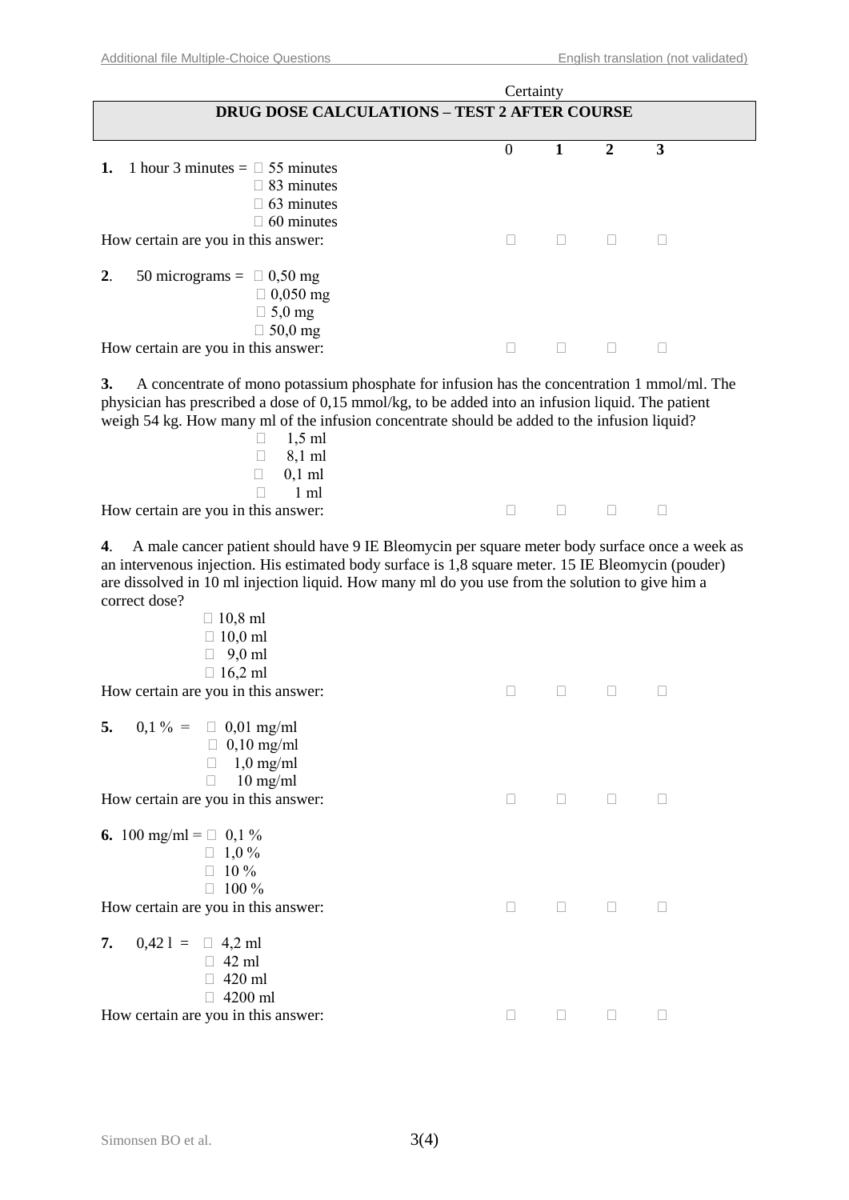Certainty

## DRUG DOSE CALCULATIONS – TEST 2 AFTER COURSE

| | 0 | 1 | 2 | 3 |
|---|---|---|---|---|

**1.** 1 hour 3 minutes = □ 55 minutes
□ 83 minutes
□ 63 minutes
□ 60 minutes

How certain are you in this answer: □ □ □ □

**2**. 50 micrograms = □ 0,50 mg
□ 0,050 mg
□ 5,0 mg
□ 50,0 mg

How certain are you in this answer: □ □ □ □

**3.** A concentrate of mono potassium phosphate for infusion has the concentration 1 mmol/ml. The physician has prescribed a dose of 0,15 mmol/kg, to be added into an infusion liquid. The patient weigh 54 kg. How many ml of the infusion concentrate should be added to the infusion liquid?

□ 1,5 ml
□ 8,1 ml
□ 0,1 ml
□ 1 ml

How certain are you in this answer: □ □ □ □

**4**. A male cancer patient should have 9 IE Bleomycin per square meter body surface once a week as an intervenous injection. His estimated body surface is 1,8 square meter. 15 IE Bleomycin (pouder) are dissolved in 10 ml injection liquid. How many ml do you use from the solution to give him a correct dose?

□ 10,8 ml
□ 10,0 ml
□ 9,0 ml
□ 16,2 ml

How certain are you in this answer: □ □ □ □

**5.** 0,1 % = □ 0,01 mg/ml
□ 0,10 mg/ml
□ 1,0 mg/ml
□ 10 mg/ml

How certain are you in this answer: □ □ □ □

**6.** 100 mg/ml = □ 0,1 %
□ 1,0 %
□ 10 %
□ 100 %

How certain are you in this answer: □ □ □ □

**7.** 0,42 l = □ 4,2 ml
□ 42 ml
□ 420 ml
□ 4200 ml

How certain are you in this answer: □ □ □ □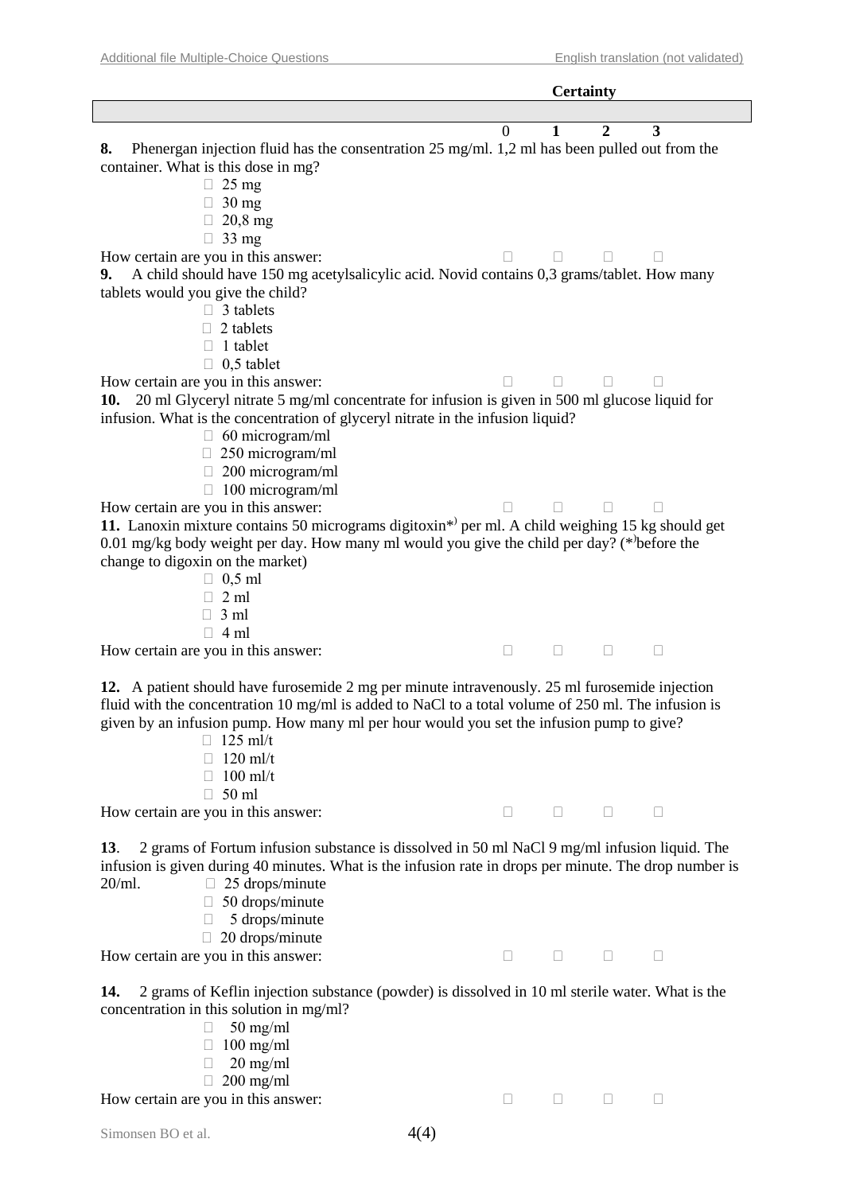**Certainty**

| | 0 | 1 | 2 | 3 |
|---|---|---|---|---|

**8.** Phenergan injection fluid has the consentration 25 mg/ml. 1,2 ml has been pulled out from the container. What is this dose in mg?

- □ 25 mg
- □ 30 mg
- □ 20,8 mg
- □ 33 mg

How certain are you in this answer: □ □ □ □

**9.** A child should have 150 mg acetylsalicylic acid. Novid contains 0,3 grams/tablet. How many tablets would you give the child?

- □ 3 tablets
- □ 2 tablets
- □ 1 tablet
- □ 0,5 tablet

How certain are you in this answer: □ □ □ □

**10.** 20 ml Glyceryl nitrate 5 mg/ml concentrate for infusion is given in 500 ml glucose liquid for infusion. What is the concentration of glyceryl nitrate in the infusion liquid?

- □ 60 microgram/ml
- □ 250 microgram/ml
- □ 200 microgram/ml
- □ 100 microgram/ml

How certain are you in this answer: □ □ □ □

**11.** Lanoxin mixture contains 50 micrograms digitoxin*) per ml. A child weighing 15 kg should get 0.01 mg/kg body weight per day. How many ml would you give the child per day? (*)before the change to digoxin on the market)

- □ 0,5 ml
- □ 2 ml
- □ 3 ml
- □ 4 ml

How certain are you in this answer: □ □ □ □

**12.** A patient should have furosemide 2 mg per minute intravenously. 25 ml furosemide injection fluid with the concentration 10 mg/ml is added to NaCl to a total volume of 250 ml. The infusion is given by an infusion pump. How many ml per hour would you set the infusion pump to give?

- □ 125 ml/t
- □ 120 ml/t
- □ 100 ml/t
- □ 50 ml

How certain are you in this answer: □ □ □ □

**13**. 2 grams of Fortum infusion substance is dissolved in 50 ml NaCl 9 mg/ml infusion liquid. The infusion is given during 40 minutes. What is the infusion rate in drops per minute. The drop number is 20/ml.

- □ 25 drops/minute
- □ 50 drops/minute
- □ 5 drops/minute
- □ 20 drops/minute

How certain are you in this answer: □ □ □ □

**14.** 2 grams of Keflin injection substance (powder) is dissolved in 10 ml sterile water. What is the concentration in this solution in mg/ml?

- □ 50 mg/ml
- □ 100 mg/ml
- □ 20 mg/ml
- □ 200 mg/ml

How certain are you in this answer: □ □ □ □